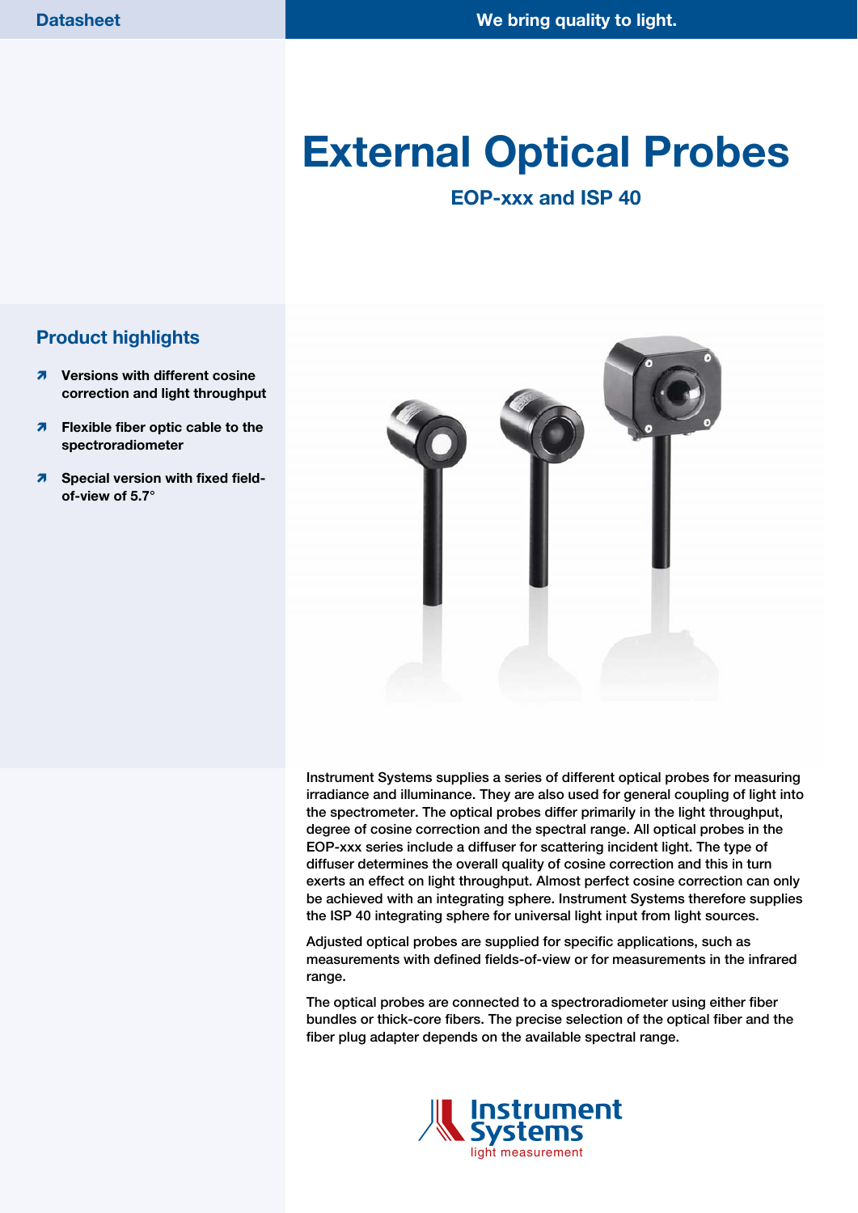# External Optical Probes

**EOP-xxx and ISP 40**

## Product highlights

- **Versions with different cosine correction and light throughput**
- **Flexible fiber optic cable to the spectroradiometer**
- **Special version with fixed field-of-view of 5.7°**

Instrument Systems supplies a series of different optical probes for measuring irradiance and illuminance. They are also used for general coupling of light into the spectrometer. The optical probes differ primarily in the light throughput, degree of cosine correction and the spectral range. All optical probes in the EOP-xxx series include a diffuser for scattering incident light. The type of diffuser determines the overall quality of cosine correction and this in turn exerts an effect on light throughput. Almost perfect cosine correction can only be achieved with an integrating sphere. Instrument Systems therefore supplies the ISP 40 integrating sphere for universal light input from light sources.

Adjusted optical probes are supplied for specific applications, such as measurements with defined fields-of-view or for measurements in the infrared range.

The optical probes are connected to a spectroradiometer using either fiber bundles or thick-core fibers. The precise selection of the optical fiber and the fiber plug adapter depends on the available spectral range.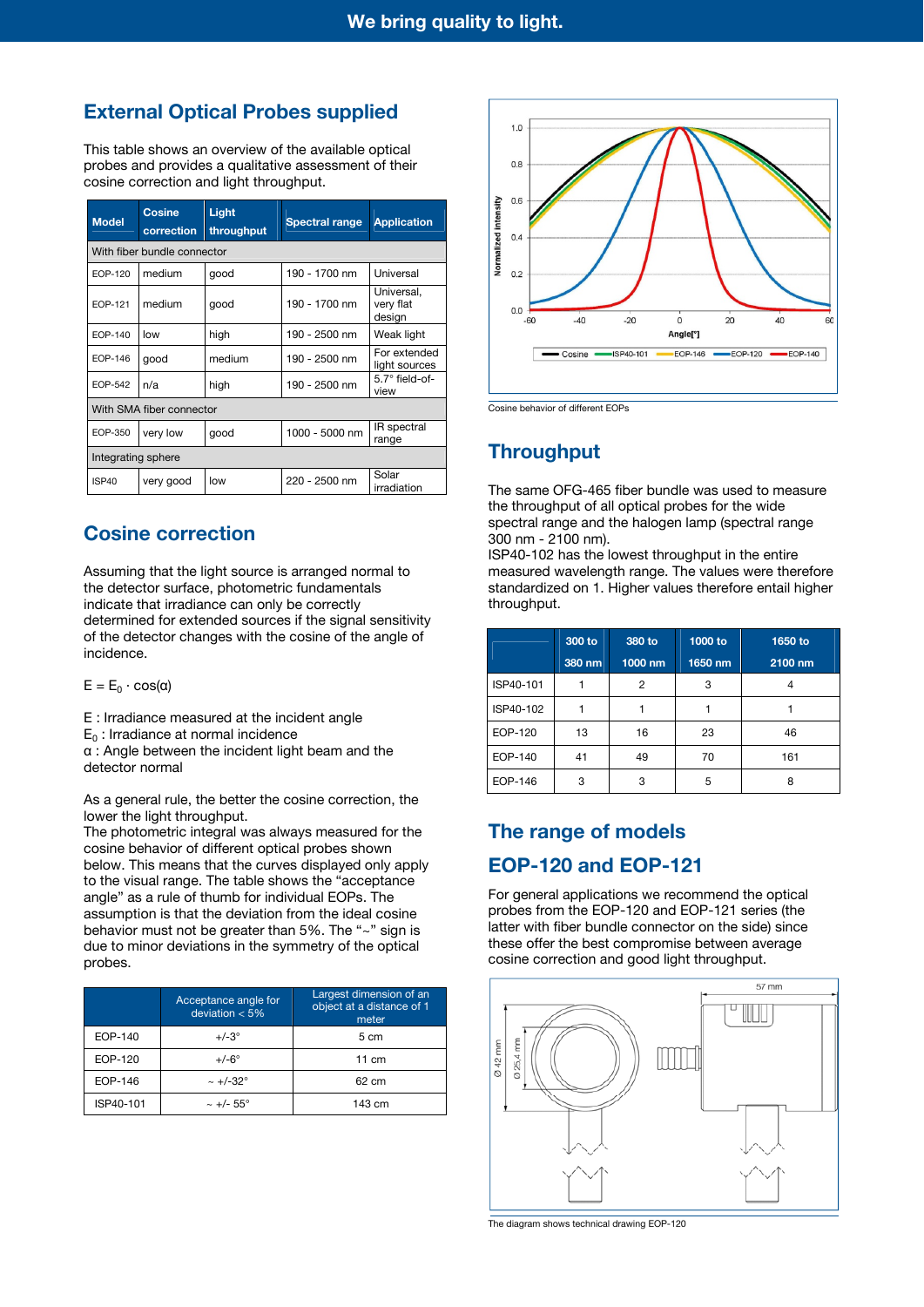## External Optical Probes supplied

This table shows an overview of the available optical probes and provides a qualitative assessment of their cosine correction and light throughput.

| Model | Cosine correction | Light throughput | Spectral range | Application |
|---|---|---|---|---|
| With fiber bundle connector | | | | |
| EOP-120 | medium | good | 190 - 1700 nm | Universal |
| EOP-121 | medium | good | 190 - 1700 nm | Universal, very flat design |
| EOP-140 | low | high | 190 - 2500 nm | Weak light |
| EOP-146 | good | medium | 190 - 2500 nm | For extended light sources |
| EOP-542 | n/a | high | 190 - 2500 nm | 5.7° field-of-view |
| With SMA fiber connector | | | | |
| EOP-350 | very low | good | 1000 - 5000 nm | IR spectral range |
| Integrating sphere | | | | |
| ISP40 | very good | low | 220 - 2500 nm | Solar irradiation |

## Cosine correction

Assuming that the light source is arranged normal to the detector surface, photometric fundamentals indicate that irradiance can only be correctly determined for extended sources if the signal sensitivity of the detector changes with the cosine of the angle of incidence.

$E = E_0 \cdot \cos(\alpha)$

E : Irradiance measured at the incident angle
$E_0$ : Irradiance at normal incidence
α : Angle between the incident light beam and the detector normal

As a general rule, the better the cosine correction, the lower the light throughput.
The photometric integral was always measured for the cosine behavior of different optical probes shown below. This means that the curves displayed only apply to the visual range. The table shows the "acceptance angle" as a rule of thumb for individual EOPs. The assumption is that the deviation from the ideal cosine behavior must not be greater than 5%. The "~" sign is due to minor deviations in the symmetry of the optical probes.

| | Acceptance angle for deviation < 5% | Largest dimension of an object at a distance of 1 meter |
|---|---|---|
| EOP-140 | +/-3° | 5 cm |
| EOP-120 | +/-6° | 11 cm |
| EOP-146 | ~ +/-32° | 62 cm |
| ISP40-101 | ~ +/- 55° | 143 cm |

Cosine behavior of different EOPs

## Throughput

The same OFG-465 fiber bundle was used to measure the throughput of all optical probes for the wide spectral range and the halogen lamp (spectral range 300 nm - 2100 nm).
ISP40-102 has the lowest throughput in the entire measured wavelength range. The values were therefore standardized on 1. Higher values therefore entail higher throughput.

| | 300 to 380 nm | 380 to 1000 nm | 1000 to 1650 nm | 1650 to 2100 nm |
|---|---|---|---|---|
| ISP40-101 | 1 | 2 | 3 | 4 |
| ISP40-102 | 1 | 1 | 1 | 1 |
| EOP-120 | 13 | 16 | 23 | 46 |
| EOP-140 | 41 | 49 | 70 | 161 |
| EOP-146 | 3 | 3 | 5 | 8 |

## The range of models

## EOP-120 and EOP-121

For general applications we recommend the optical probes from the EOP-120 and EOP-121 series (the latter with fiber bundle connector on the side) since these offer the best compromise between average cosine correction and good light throughput.

The diagram shows technical drawing EOP-120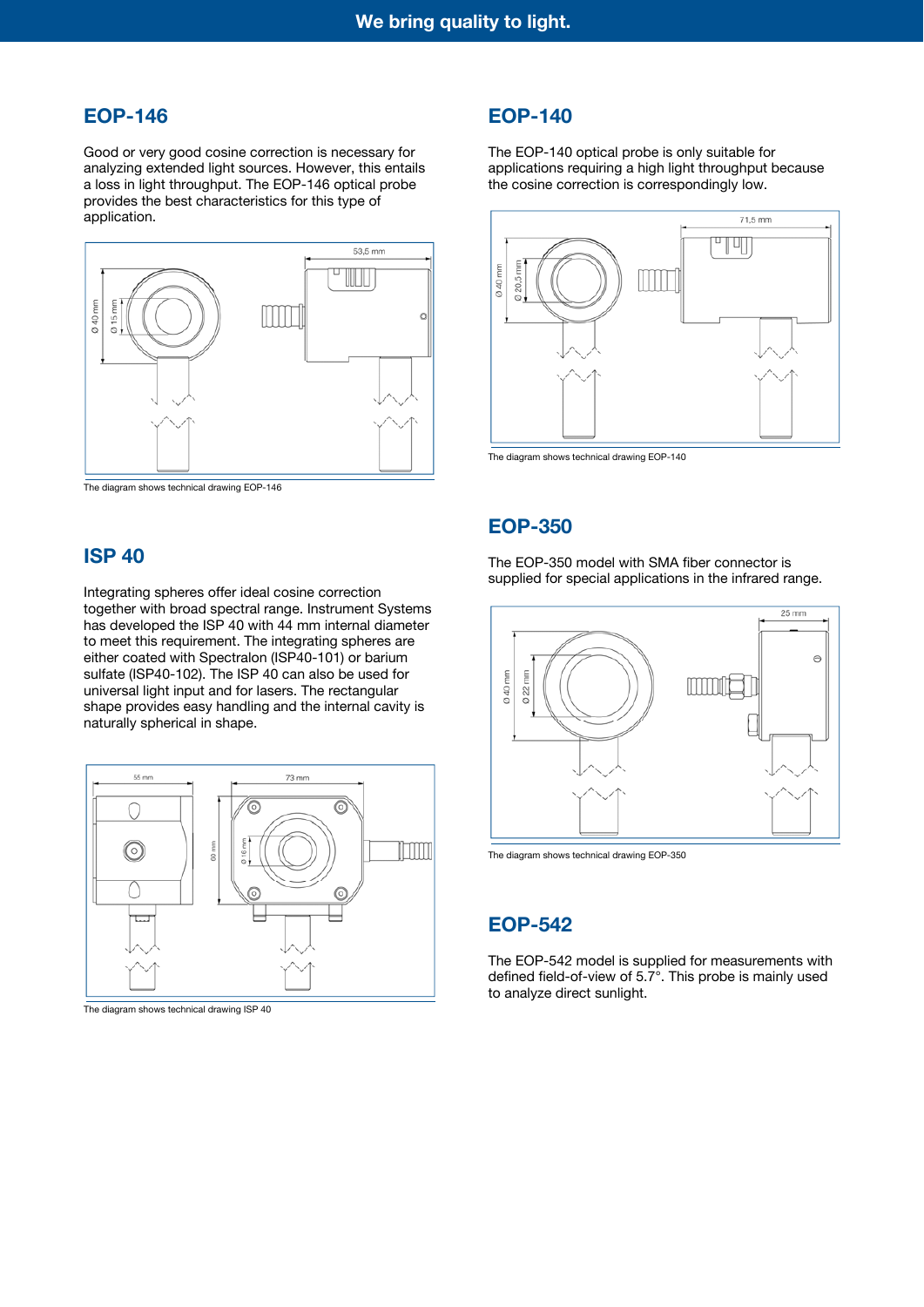## EOP-146

Good or very good cosine correction is necessary for analyzing extended light sources. However, this entails a loss in light throughput. The EOP-146 optical probe provides the best characteristics for this type of application.

The diagram shows technical drawing EOP-146

## ISP 40

Integrating spheres offer ideal cosine correction together with broad spectral range. Instrument Systems has developed the ISP 40 with 44 mm internal diameter to meet this requirement. The integrating spheres are either coated with Spectralon (ISP40-101) or barium sulfate (ISP40-102). The ISP 40 can also be used for universal light input and for lasers. The rectangular shape provides easy handling and the internal cavity is naturally spherical in shape.

The diagram shows technical drawing ISP 40

## EOP-140

The EOP-140 optical probe is only suitable for applications requiring a high light throughput because the cosine correction is correspondingly low.

The diagram shows technical drawing EOP-140

## EOP-350

The EOP-350 model with SMA fiber connector is supplied for special applications in the infrared range.

The diagram shows technical drawing EOP-350

## EOP-542

The EOP-542 model is supplied for measurements with defined field-of-view of 5.7°. This probe is mainly used to analyze direct sunlight.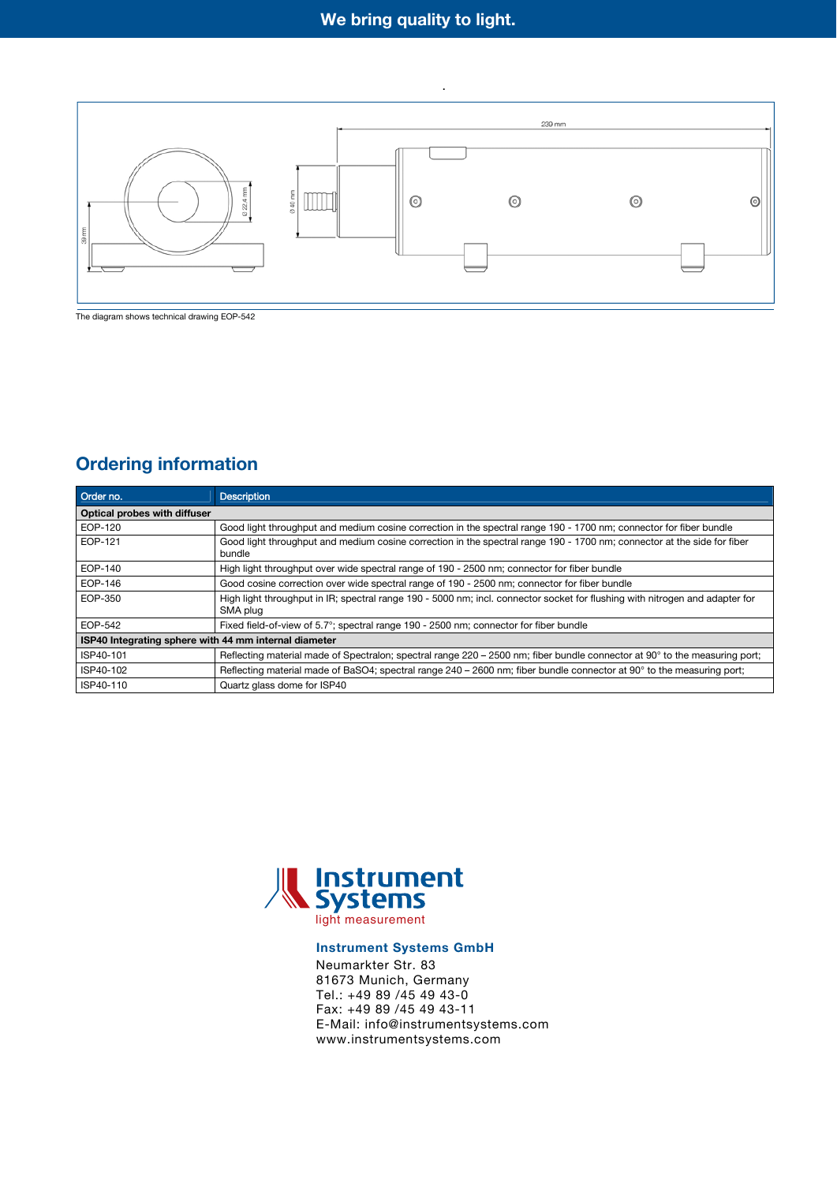230 mm

39 mm

Ø 22.4 mm

Ø 40 mm

The diagram shows technical drawing EOP-542

## Ordering information

| Order no. | Description |
|---|---|
| **Optical probes with diffuser** | |
| EOP-120 | Good light throughput and medium cosine correction in the spectral range 190 - 1700 nm; connector for fiber bundle |
| EOP-121 | Good light throughput and medium cosine correction in the spectral range 190 - 1700 nm; connector at the side for fiber bundle |
| EOP-140 | High light throughput over wide spectral range of 190 - 2500 nm; connector for fiber bundle |
| EOP-146 | Good cosine correction over wide spectral range of 190 - 2500 nm; connector for fiber bundle |
| EOP-350 | High light throughput in IR; spectral range 190 - 5000 nm; incl. connector socket for flushing with nitrogen and adapter for SMA plug |
| EOP-542 | Fixed field-of-view of 5.7°; spectral range 190 - 2500 nm; connector for fiber bundle |
| **ISP40 Integrating sphere with 44 mm internal diameter** | |
| ISP40-101 | Reflecting material made of Spectralon; spectral range 220 – 2500 nm; fiber bundle connector at 90° to the measuring port; |
| ISP40-102 | Reflecting material made of $BaSO_4$; spectral range 240 – 2600 nm; fiber bundle connector at 90° to the measuring port; |
| ISP40-110 | Quartz glass dome for ISP40 |

Instrument Systems
light measurement

**Instrument Systems GmbH**
Neumarkter Str. 83
81673 Munich, Germany
Tel.: +49 89 /45 49 43-0
Fax: +49 89 /45 49 43-11
E-Mail: info@instrumentsystems.com
www.instrumentsystems.com